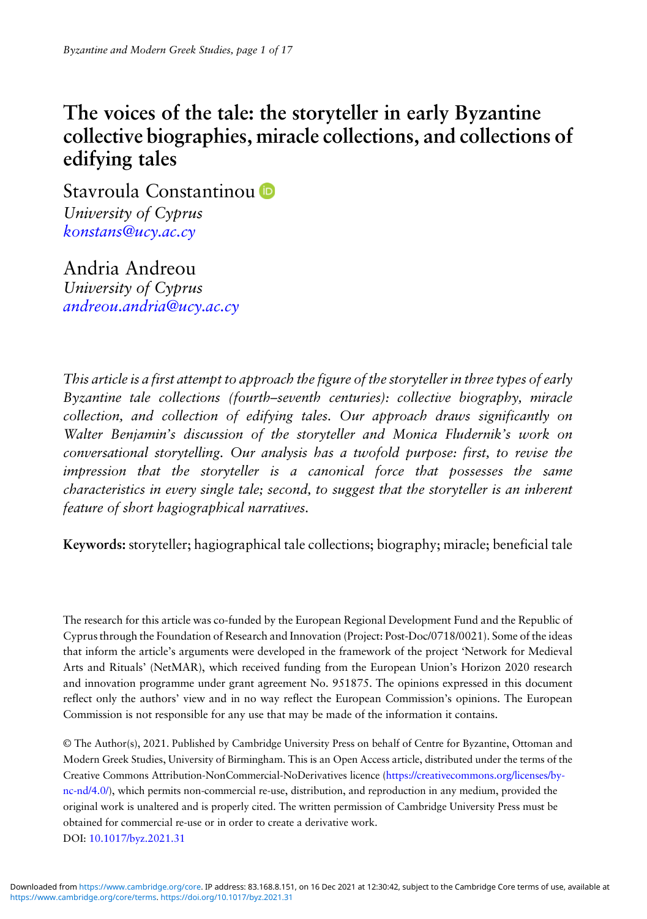# The voices of the tale: the storyteller in early Byzantine collective biographies, miracle collections, and collections of edifying tales

Stavroula Constantinou
*University of Cyprus*
*konstans@ucy.ac.cy*

Andria Andreou
*University of Cyprus*
*andreou.andria@ucy.ac.cy*

*This article is a first attempt to approach the figure of the storyteller in three types of early Byzantine tale collections (fourth–seventh centuries): collective biography, miracle collection, and collection of edifying tales. Our approach draws significantly on Walter Benjamin's discussion of the storyteller and Monica Fludernik's work on conversational storytelling. Our analysis has a twofold purpose: first, to revise the impression that the storyteller is a canonical force that possesses the same characteristics in every single tale; second, to suggest that the storyteller is an inherent feature of short hagiographical narratives.*

**Keywords:** storyteller; hagiographical tale collections; biography; miracle; beneficial tale

The research for this article was co-funded by the European Regional Development Fund and the Republic of Cyprus through the Foundation of Research and Innovation (Project: Post-Doc/0718/0021). Some of the ideas that inform the article's arguments were developed in the framework of the project 'Network for Medieval Arts and Rituals' (NetMAR), which received funding from the European Union's Horizon 2020 research and innovation programme under grant agreement No. 951875. The opinions expressed in this document reflect only the authors' view and in no way reflect the European Commission's opinions. The European Commission is not responsible for any use that may be made of the information it contains.

© The Author(s), 2021. Published by Cambridge University Press on behalf of Centre for Byzantine, Ottoman and Modern Greek Studies, University of Birmingham. This is an Open Access article, distributed under the terms of the Creative Commons Attribution-NonCommercial-NoDerivatives licence (https://creativecommons.org/licenses/by-nc-nd/4.0/), which permits non-commercial re-use, distribution, and reproduction in any medium, provided the original work is unaltered and is properly cited. The written permission of Cambridge University Press must be obtained for commercial re-use or in order to create a derivative work.

DOI: 10.1017/byz.2021.31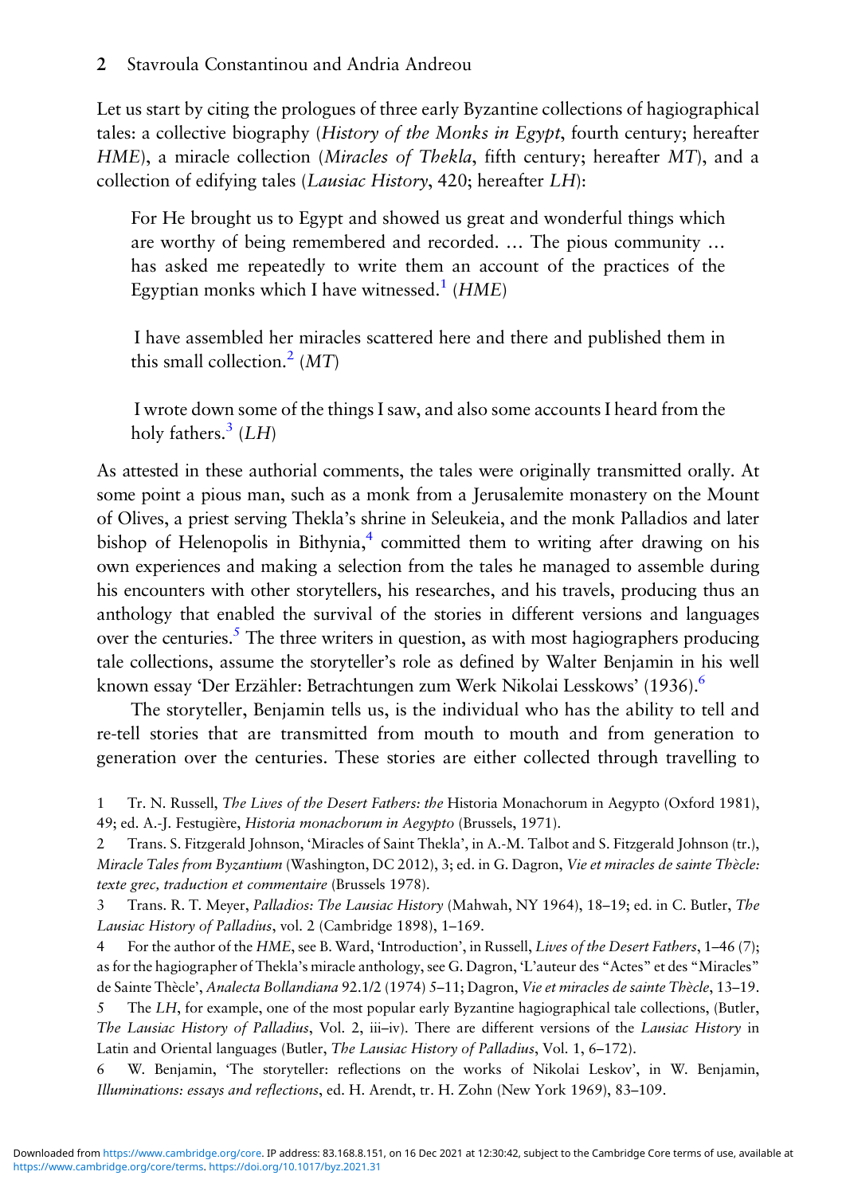Let us start by citing the prologues of three early Byzantine collections of hagiographical tales: a collective biography (*History of the Monks in Egypt*, fourth century; hereafter *HME*), a miracle collection (*Miracles of Thekla*, fifth century; hereafter *MT*), and a collection of edifying tales (*Lausiac History*, 420; hereafter *LH*):

> For He brought us to Egypt and showed us great and wonderful things which are worthy of being remembered and recorded. … The pious community … has asked me repeatedly to write them an account of the practices of the Egyptian monks which I have witnessed.[1] (*HME*)

> I have assembled her miracles scattered here and there and published them in this small collection.[2] (*MT*)

> I wrote down some of the things I saw, and also some accounts I heard from the holy fathers.[3] (*LH*)

As attested in these authorial comments, the tales were originally transmitted orally. At some point a pious man, such as a monk from a Jerusalemite monastery on the Mount of Olives, a priest serving Thekla's shrine in Seleukeia, and the monk Palladios and later bishop of Helenopolis in Bithynia,[4] committed them to writing after drawing on his own experiences and making a selection from the tales he managed to assemble during his encounters with other storytellers, his researches, and his travels, producing thus an anthology that enabled the survival of the stories in different versions and languages over the centuries.[5] The three writers in question, as with most hagiographers producing tale collections, assume the storyteller's role as defined by Walter Benjamin in his well known essay 'Der Erzähler: Betrachtungen zum Werk Nikolai Lesskows' (1936).[6]

The storyteller, Benjamin tells us, is the individual who has the ability to tell and re-tell stories that are transmitted from mouth to mouth and from generation to generation over the centuries. These stories are either collected through travelling to

1 Tr. N. Russell, *The Lives of the Desert Fathers: the* Historia Monachorum in Aegypto (Oxford 1981), 49; ed. A.-J. Festugière, *Historia monachorum in Aegypto* (Brussels, 1971).

2 Trans. S. Fitzgerald Johnson, 'Miracles of Saint Thekla', in A.-M. Talbot and S. Fitzgerald Johnson (tr.), *Miracle Tales from Byzantium* (Washington, DC 2012), 3; ed. in G. Dagron, *Vie et miracles de sainte Thècle: texte grec, traduction et commentaire* (Brussels 1978).

3 Trans. R. T. Meyer, *Palladios: The Lausiac History* (Mahwah, NY 1964), 18–19; ed. in C. Butler, *The Lausiac History of Palladius*, vol. 2 (Cambridge 1898), 1–169.

4 For the author of the *HME*, see B. Ward, 'Introduction', in Russell, *Lives of the Desert Fathers*, 1–46 (7); as for the hagiographer of Thekla's miracle anthology, see G. Dagron, 'L'auteur des "Actes" et des "Miracles" de Sainte Thècle', *Analecta Bollandiana* 92.1/2 (1974) 5–11; Dagron, *Vie et miracles de sainte Thècle*, 13–19.

5 The *LH*, for example, one of the most popular early Byzantine hagiographical tale collections, (Butler, *The Lausiac History of Palladius*, Vol. 2, iii–iv). There are different versions of the *Lausiac History* in Latin and Oriental languages (Butler, *The Lausiac History of Palladius*, Vol. 1, 6–172).

6 W. Benjamin, 'The storyteller: reflections on the works of Nikolai Leskov', in W. Benjamin, *Illuminations: essays and reflections*, ed. H. Arendt, tr. H. Zohn (New York 1969), 83–109.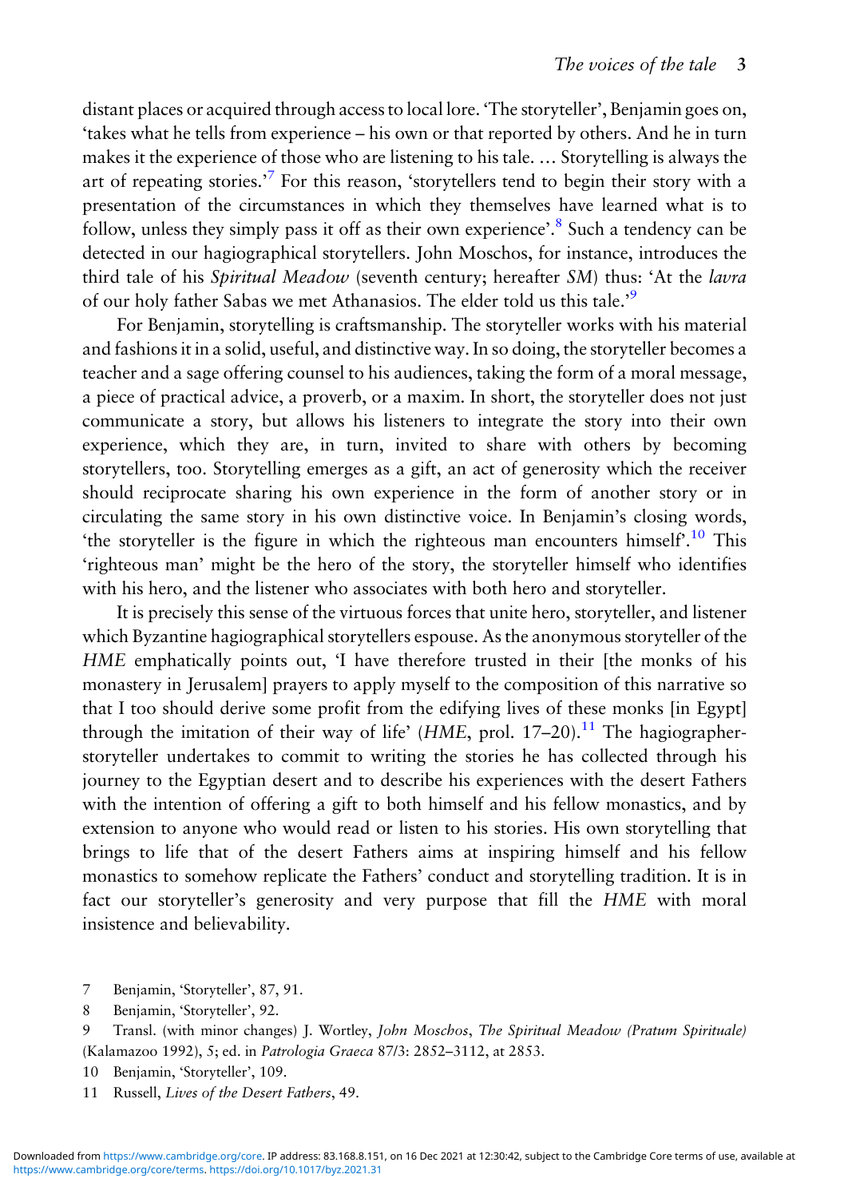distant places or acquired through access to local lore. 'The storyteller', Benjamin goes on, 'takes what he tells from experience – his own or that reported by others. And he in turn makes it the experience of those who are listening to his tale. … Storytelling is always the art of repeating stories.'[7] For this reason, 'storytellers tend to begin their story with a presentation of the circumstances in which they themselves have learned what is to follow, unless they simply pass it off as their own experience'.[8] Such a tendency can be detected in our hagiographical storytellers. John Moschos, for instance, introduces the third tale of his *Spiritual Meadow* (seventh century; hereafter *SM*) thus: 'At the *lavra* of our holy father Sabas we met Athanasios. The elder told us this tale.'[9]

For Benjamin, storytelling is craftsmanship. The storyteller works with his material and fashions it in a solid, useful, and distinctive way. In so doing, the storyteller becomes a teacher and a sage offering counsel to his audiences, taking the form of a moral message, a piece of practical advice, a proverb, or a maxim. In short, the storyteller does not just communicate a story, but allows his listeners to integrate the story into their own experience, which they are, in turn, invited to share with others by becoming storytellers, too. Storytelling emerges as a gift, an act of generosity which the receiver should reciprocate sharing his own experience in the form of another story or in circulating the same story in his own distinctive voice. In Benjamin's closing words, 'the storyteller is the figure in which the righteous man encounters himself'.[10] This 'righteous man' might be the hero of the story, the storyteller himself who identifies with his hero, and the listener who associates with both hero and storyteller.

It is precisely this sense of the virtuous forces that unite hero, storyteller, and listener which Byzantine hagiographical storytellers espouse. As the anonymous storyteller of the *HME* emphatically points out, 'I have therefore trusted in their [the monks of his monastery in Jerusalem] prayers to apply myself to the composition of this narrative so that I too should derive some profit from the edifying lives of these monks [in Egypt] through the imitation of their way of life' (*HME*, prol. 17–20).[11] The hagiographer-storyteller undertakes to commit to writing the stories he has collected through his journey to the Egyptian desert and to describe his experiences with the desert Fathers with the intention of offering a gift to both himself and his fellow monastics, and by extension to anyone who would read or listen to his stories. His own storytelling that brings to life that of the desert Fathers aims at inspiring himself and his fellow monastics to somehow replicate the Fathers' conduct and storytelling tradition. It is in fact our storyteller's generosity and very purpose that fill the *HME* with moral insistence and believability.

7 Benjamin, 'Storyteller', 87, 91.

8 Benjamin, 'Storyteller', 92.

9 Transl. (with minor changes) J. Wortley, *John Moschos, The Spiritual Meadow (Pratum Spirituale)* (Kalamazoo 1992), 5; ed. in *Patrologia Graeca* 87/3: 2852–3112, at 2853.

10 Benjamin, 'Storyteller', 109.

11 Russell, *Lives of the Desert Fathers*, 49.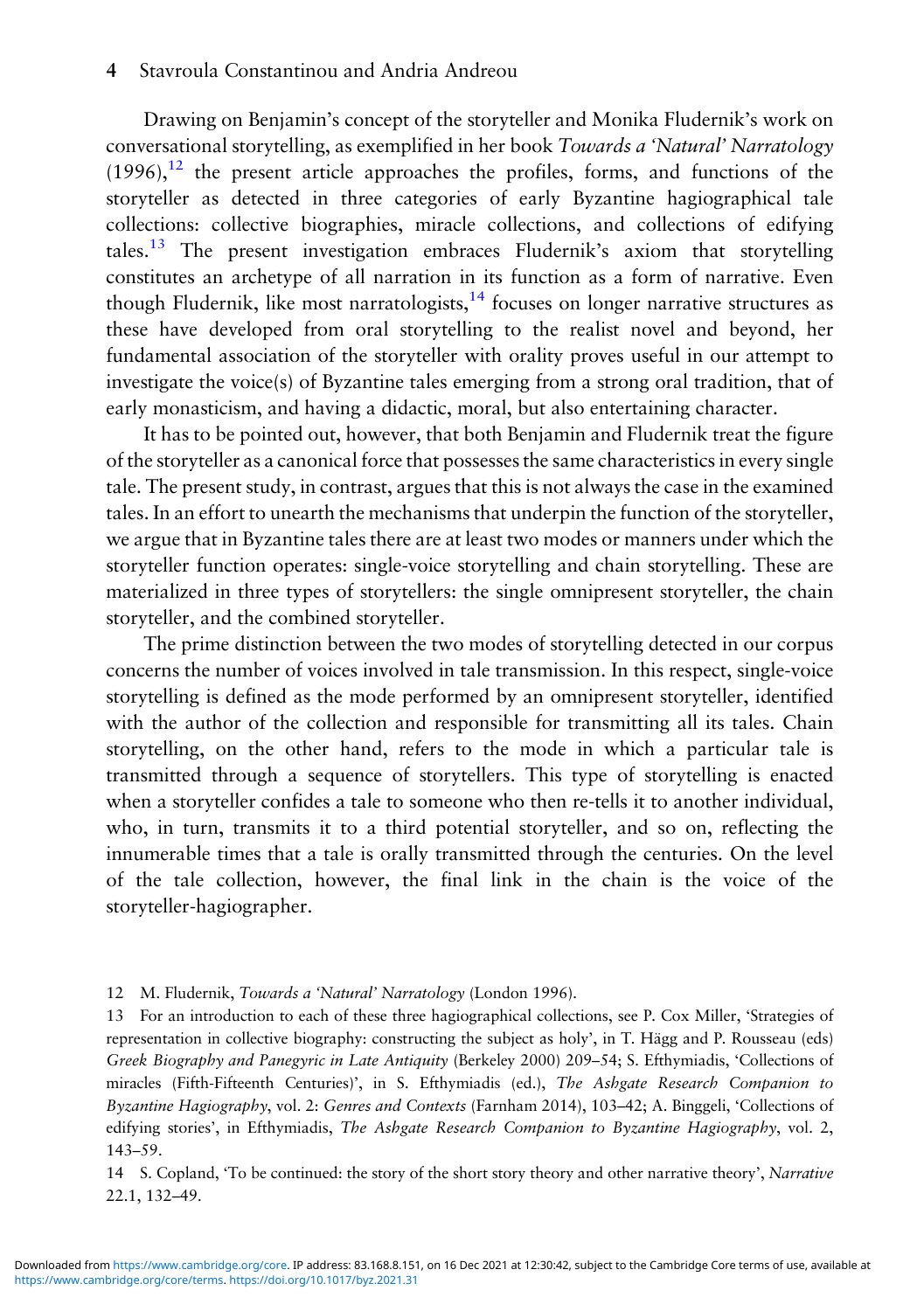Drawing on Benjamin's concept of the storyteller and Monika Fludernik's work on conversational storytelling, as exemplified in her book *Towards a 'Natural' Narratology* (1996),[12] the present article approaches the profiles, forms, and functions of the storyteller as detected in three categories of early Byzantine hagiographical tale collections: collective biographies, miracle collections, and collections of edifying tales.[13] The present investigation embraces Fludernik's axiom that storytelling constitutes an archetype of all narration in its function as a form of narrative. Even though Fludernik, like most narratologists,[14] focuses on longer narrative structures as these have developed from oral storytelling to the realist novel and beyond, her fundamental association of the storyteller with orality proves useful in our attempt to investigate the voice(s) of Byzantine tales emerging from a strong oral tradition, that of early monasticism, and having a didactic, moral, but also entertaining character.

It has to be pointed out, however, that both Benjamin and Fludernik treat the figure of the storyteller as a canonical force that possesses the same characteristics in every single tale. The present study, in contrast, argues that this is not always the case in the examined tales. In an effort to unearth the mechanisms that underpin the function of the storyteller, we argue that in Byzantine tales there are at least two modes or manners under which the storyteller function operates: single-voice storytelling and chain storytelling. These are materialized in three types of storytellers: the single omnipresent storyteller, the chain storyteller, and the combined storyteller.

The prime distinction between the two modes of storytelling detected in our corpus concerns the number of voices involved in tale transmission. In this respect, single-voice storytelling is defined as the mode performed by an omnipresent storyteller, identified with the author of the collection and responsible for transmitting all its tales. Chain storytelling, on the other hand, refers to the mode in which a particular tale is transmitted through a sequence of storytellers. This type of storytelling is enacted when a storyteller confides a tale to someone who then re-tells it to another individual, who, in turn, transmits it to a third potential storyteller, and so on, reflecting the innumerable times that a tale is orally transmitted through the centuries. On the level of the tale collection, however, the final link in the chain is the voice of the storyteller-hagiographer.

---

12 M. Fludernik, *Towards a 'Natural' Narratology* (London 1996).

13 For an introduction to each of these three hagiographical collections, see P. Cox Miller, 'Strategies of representation in collective biography: constructing the subject as holy', in T. Hägg and P. Rousseau (eds) *Greek Biography and Panegyric in Late Antiquity* (Berkeley 2000) 209–54; S. Efthymiadis, 'Collections of miracles (Fifth-Fifteenth Centuries)', in S. Efthymiadis (ed.), *The Ashgate Research Companion to Byzantine Hagiography*, vol. 2: *Genres and Contexts* (Farnham 2014), 103–42; A. Binggeli, 'Collections of edifying stories', in Efthymiadis, *The Ashgate Research Companion to Byzantine Hagiography*, vol. 2, 143–59.

14 S. Copland, 'To be continued: the story of the short story theory and other narrative theory', *Narrative* 22.1, 132–49.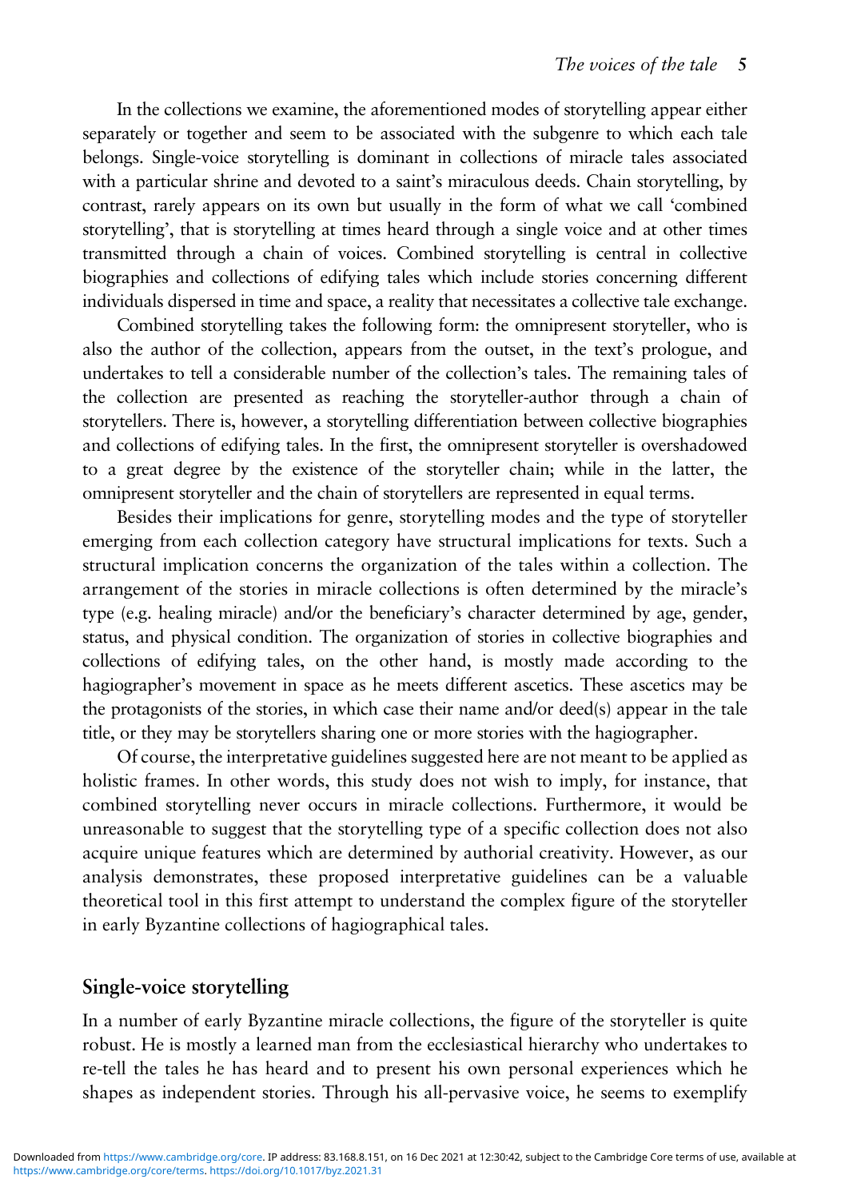In the collections we examine, the aforementioned modes of storytelling appear either separately or together and seem to be associated with the subgenre to which each tale belongs. Single-voice storytelling is dominant in collections of miracle tales associated with a particular shrine and devoted to a saint's miraculous deeds. Chain storytelling, by contrast, rarely appears on its own but usually in the form of what we call 'combined storytelling', that is storytelling at times heard through a single voice and at other times transmitted through a chain of voices. Combined storytelling is central in collective biographies and collections of edifying tales which include stories concerning different individuals dispersed in time and space, a reality that necessitates a collective tale exchange.

Combined storytelling takes the following form: the omnipresent storyteller, who is also the author of the collection, appears from the outset, in the text's prologue, and undertakes to tell a considerable number of the collection's tales. The remaining tales of the collection are presented as reaching the storyteller-author through a chain of storytellers. There is, however, a storytelling differentiation between collective biographies and collections of edifying tales. In the first, the omnipresent storyteller is overshadowed to a great degree by the existence of the storyteller chain; while in the latter, the omnipresent storyteller and the chain of storytellers are represented in equal terms.

Besides their implications for genre, storytelling modes and the type of storyteller emerging from each collection category have structural implications for texts. Such a structural implication concerns the organization of the tales within a collection. The arrangement of the stories in miracle collections is often determined by the miracle's type (e.g. healing miracle) and/or the beneficiary's character determined by age, gender, status, and physical condition. The organization of stories in collective biographies and collections of edifying tales, on the other hand, is mostly made according to the hagiographer's movement in space as he meets different ascetics. These ascetics may be the protagonists of the stories, in which case their name and/or deed(s) appear in the tale title, or they may be storytellers sharing one or more stories with the hagiographer.

Of course, the interpretative guidelines suggested here are not meant to be applied as holistic frames. In other words, this study does not wish to imply, for instance, that combined storytelling never occurs in miracle collections. Furthermore, it would be unreasonable to suggest that the storytelling type of a specific collection does not also acquire unique features which are determined by authorial creativity. However, as our analysis demonstrates, these proposed interpretative guidelines can be a valuable theoretical tool in this first attempt to understand the complex figure of the storyteller in early Byzantine collections of hagiographical tales.

## Single-voice storytelling

In a number of early Byzantine miracle collections, the figure of the storyteller is quite robust. He is mostly a learned man from the ecclesiastical hierarchy who undertakes to re-tell the tales he has heard and to present his own personal experiences which he shapes as independent stories. Through his all-pervasive voice, he seems to exemplify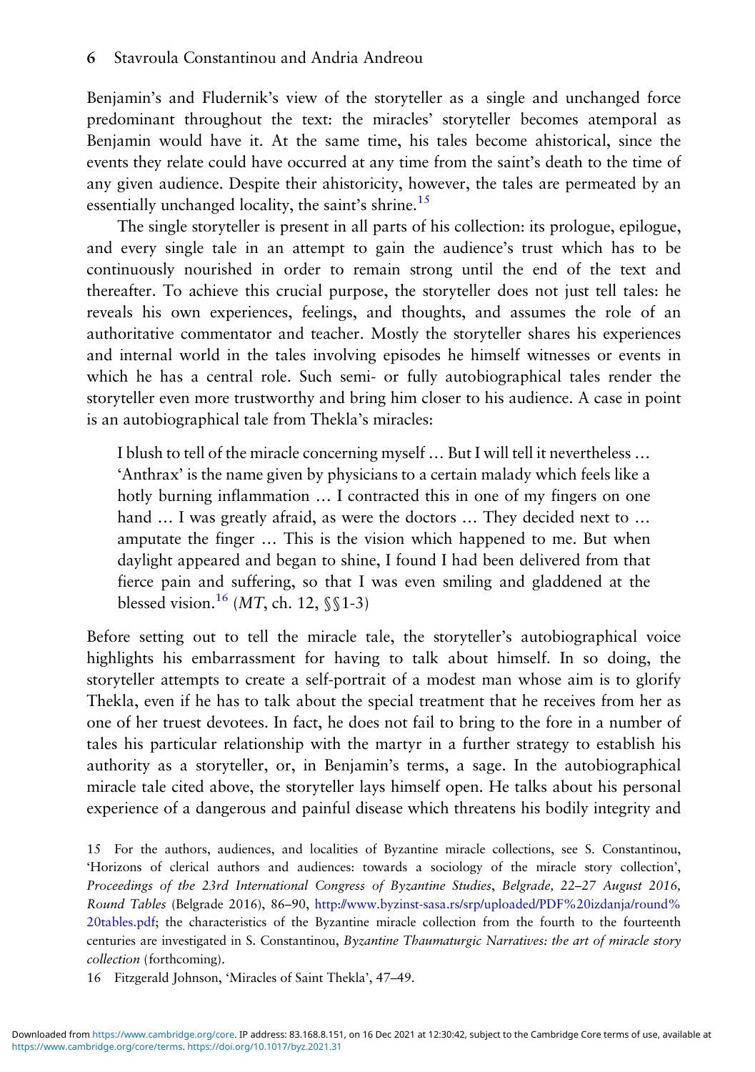Benjamin's and Fludernik's view of the storyteller as a single and unchanged force predominant throughout the text: the miracles' storyteller becomes atemporal as Benjamin would have it. At the same time, his tales become ahistorical, since the events they relate could have occurred at any time from the saint's death to the time of any given audience. Despite their ahistoricity, however, the tales are permeated by an essentially unchanged locality, the saint's shrine.[15]

The single storyteller is present in all parts of his collection: its prologue, epilogue, and every single tale in an attempt to gain the audience's trust which has to be continuously nourished in order to remain strong until the end of the text and thereafter. To achieve this crucial purpose, the storyteller does not just tell tales: he reveals his own experiences, feelings, and thoughts, and assumes the role of an authoritative commentator and teacher. Mostly the storyteller shares his experiences and internal world in the tales involving episodes he himself witnesses or events in which he has a central role. Such semi- or fully autobiographical tales render the storyteller even more trustworthy and bring him closer to his audience. A case in point is an autobiographical tale from Thekla's miracles:

> I blush to tell of the miracle concerning myself … But I will tell it nevertheless … 'Anthrax' is the name given by physicians to a certain malady which feels like a hotly burning inflammation … I contracted this in one of my fingers on one hand … I was greatly afraid, as were the doctors … They decided next to … amputate the finger … This is the vision which happened to me. But when daylight appeared and began to shine, I found I had been delivered from that fierce pain and suffering, so that I was even smiling and gladdened at the blessed vision.[16] (*MT*, ch. 12, §§1-3)

Before setting out to tell the miracle tale, the storyteller's autobiographical voice highlights his embarrassment for having to talk about himself. In so doing, the storyteller attempts to create a self-portrait of a modest man whose aim is to glorify Thekla, even if he has to talk about the special treatment that he receives from her as one of her truest devotees. In fact, he does not fail to bring to the fore in a number of tales his particular relationship with the martyr in a further strategy to establish his authority as a storyteller, or, in Benjamin's terms, a sage. In the autobiographical miracle tale cited above, the storyteller lays himself open. He talks about his personal experience of a dangerous and painful disease which threatens his bodily integrity and

15 For the authors, audiences, and localities of Byzantine miracle collections, see S. Constantinou, 'Horizons of clerical authors and audiences: towards a sociology of the miracle story collection', *Proceedings of the 23rd International Congress of Byzantine Studies*, *Belgrade, 22–27 August 2016, Round Tables* (Belgrade 2016), 86–90, http://www.byzinst-sasa.rs/srp/uploaded/PDF%20izdanja/round%20tables.pdf; the characteristics of the Byzantine miracle collection from the fourth to the fourteenth centuries are investigated in S. Constantinou, *Byzantine Thaumaturgic Narratives: the art of miracle story collection* (forthcoming).

16 Fitzgerald Johnson, 'Miracles of Saint Thekla', 47–49.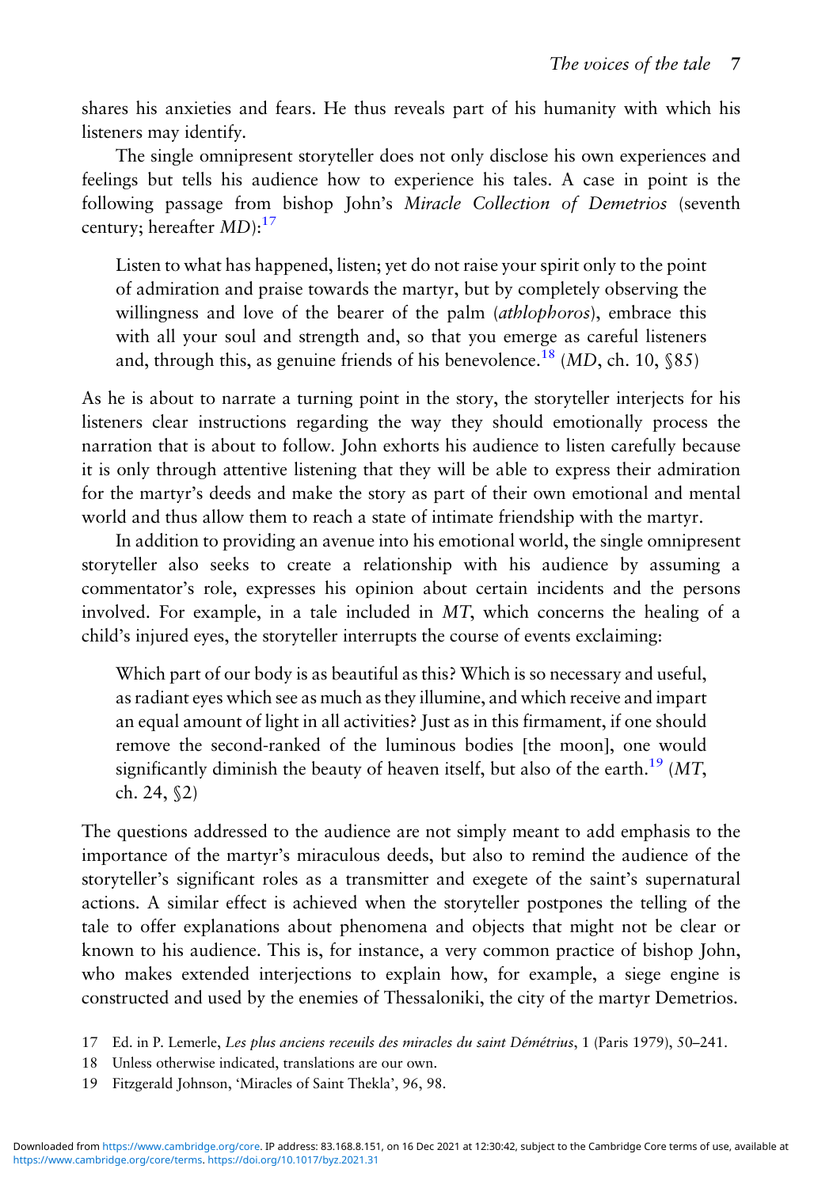shares his anxieties and fears. He thus reveals part of his humanity with which his listeners may identify.

The single omnipresent storyteller does not only disclose his own experiences and feelings but tells his audience how to experience his tales. A case in point is the following passage from bishop John's *Miracle Collection of Demetrios* (seventh century; hereafter *MD*):[17]

> Listen to what has happened, listen; yet do not raise your spirit only to the point of admiration and praise towards the martyr, but by completely observing the willingness and love of the bearer of the palm (*athlophoros*), embrace this with all your soul and strength and, so that you emerge as careful listeners and, through this, as genuine friends of his benevolence.[18] (*MD*, ch. 10, §85)

As he is about to narrate a turning point in the story, the storyteller interjects for his listeners clear instructions regarding the way they should emotionally process the narration that is about to follow. John exhorts his audience to listen carefully because it is only through attentive listening that they will be able to express their admiration for the martyr's deeds and make the story as part of their own emotional and mental world and thus allow them to reach a state of intimate friendship with the martyr.

In addition to providing an avenue into his emotional world, the single omnipresent storyteller also seeks to create a relationship with his audience by assuming a commentator's role, expresses his opinion about certain incidents and the persons involved. For example, in a tale included in *MT*, which concerns the healing of a child's injured eyes, the storyteller interrupts the course of events exclaiming:

> Which part of our body is as beautiful as this? Which is so necessary and useful, as radiant eyes which see as much as they illumine, and which receive and impart an equal amount of light in all activities? Just as in this firmament, if one should remove the second-ranked of the luminous bodies [the moon], one would significantly diminish the beauty of heaven itself, but also of the earth.[19] (*MT*, ch. 24, §2)

The questions addressed to the audience are not simply meant to add emphasis to the importance of the martyr's miraculous deeds, but also to remind the audience of the storyteller's significant roles as a transmitter and exegete of the saint's supernatural actions. A similar effect is achieved when the storyteller postpones the telling of the tale to offer explanations about phenomena and objects that might not be clear or known to his audience. This is, for instance, a very common practice of bishop John, who makes extended interjections to explain how, for example, a siege engine is constructed and used by the enemies of Thessaloniki, the city of the martyr Demetrios.

17 Ed. in P. Lemerle, *Les plus anciens receuils des miracles du saint Démétrius*, 1 (Paris 1979), 50–241.

18 Unless otherwise indicated, translations are our own.

19 Fitzgerald Johnson, 'Miracles of Saint Thekla', 96, 98.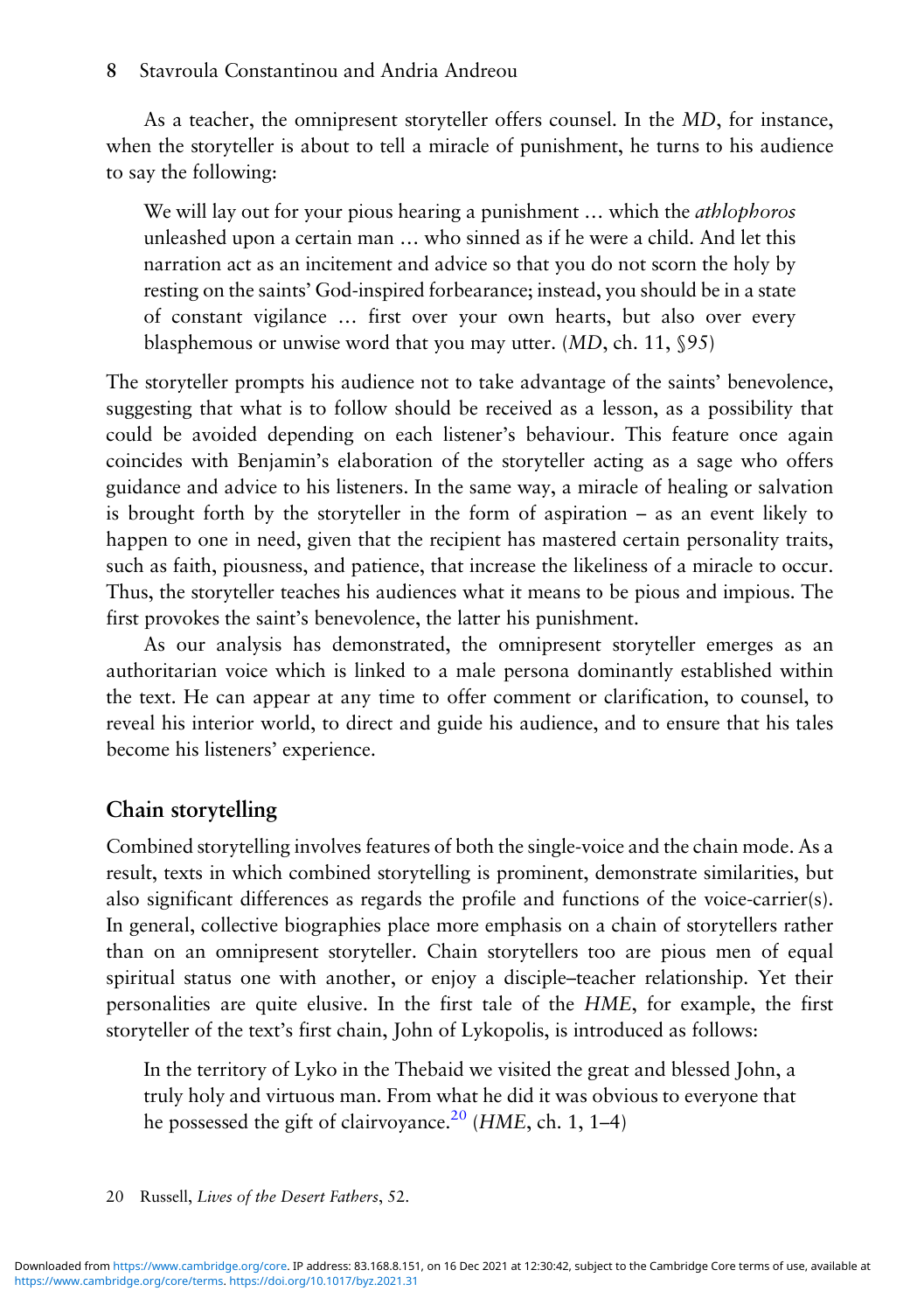As a teacher, the omnipresent storyteller offers counsel. In the *MD*, for instance, when the storyteller is about to tell a miracle of punishment, he turns to his audience to say the following:

> We will lay out for your pious hearing a punishment … which the *athlophoros* unleashed upon a certain man … who sinned as if he were a child. And let this narration act as an incitement and advice so that you do not scorn the holy by resting on the saints' God-inspired forbearance; instead, you should be in a state of constant vigilance … first over your own hearts, but also over every blasphemous or unwise word that you may utter. (*MD*, ch. 11, §95)

The storyteller prompts his audience not to take advantage of the saints' benevolence, suggesting that what is to follow should be received as a lesson, as a possibility that could be avoided depending on each listener's behaviour. This feature once again coincides with Benjamin's elaboration of the storyteller acting as a sage who offers guidance and advice to his listeners. In the same way, a miracle of healing or salvation is brought forth by the storyteller in the form of aspiration – as an event likely to happen to one in need, given that the recipient has mastered certain personality traits, such as faith, piousness, and patience, that increase the likeliness of a miracle to occur. Thus, the storyteller teaches his audiences what it means to be pious and impious. The first provokes the saint's benevolence, the latter his punishment.

As our analysis has demonstrated, the omnipresent storyteller emerges as an authoritarian voice which is linked to a male persona dominantly established within the text. He can appear at any time to offer comment or clarification, to counsel, to reveal his interior world, to direct and guide his audience, and to ensure that his tales become his listeners' experience.

## Chain storytelling

Combined storytelling involves features of both the single-voice and the chain mode. As a result, texts in which combined storytelling is prominent, demonstrate similarities, but also significant differences as regards the profile and functions of the voice-carrier(s). In general, collective biographies place more emphasis on a chain of storytellers rather than on an omnipresent storyteller. Chain storytellers too are pious men of equal spiritual status one with another, or enjoy a disciple–teacher relationship. Yet their personalities are quite elusive. In the first tale of the *HME*, for example, the first storyteller of the text's first chain, John of Lykopolis, is introduced as follows:

> In the territory of Lyko in the Thebaid we visited the great and blessed John, a truly holy and virtuous man. From what he did it was obvious to everyone that he possessed the gift of clairvoyance.[20] (*HME*, ch. 1, 1–4)

20 Russell, *Lives of the Desert Fathers*, 52.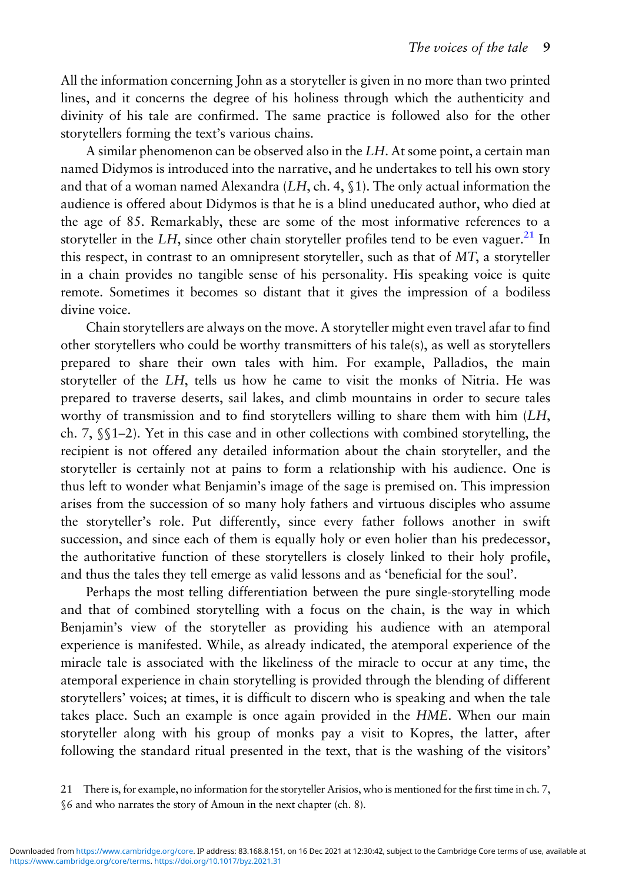All the information concerning John as a storyteller is given in no more than two printed lines, and it concerns the degree of his holiness through which the authenticity and divinity of his tale are confirmed. The same practice is followed also for the other storytellers forming the text's various chains.

A similar phenomenon can be observed also in the *LH*. At some point, a certain man named Didymos is introduced into the narrative, and he undertakes to tell his own story and that of a woman named Alexandra (*LH*, ch. 4, §1). The only actual information the audience is offered about Didymos is that he is a blind uneducated author, who died at the age of 85. Remarkably, these are some of the most informative references to a storyteller in the *LH*, since other chain storyteller profiles tend to be even vaguer.[21] In this respect, in contrast to an omnipresent storyteller, such as that of *MT*, a storyteller in a chain provides no tangible sense of his personality. His speaking voice is quite remote. Sometimes it becomes so distant that it gives the impression of a bodiless divine voice.

Chain storytellers are always on the move. A storyteller might even travel afar to find other storytellers who could be worthy transmitters of his tale(s), as well as storytellers prepared to share their own tales with him. For example, Palladios, the main storyteller of the *LH*, tells us how he came to visit the monks of Nitria. He was prepared to traverse deserts, sail lakes, and climb mountains in order to secure tales worthy of transmission and to find storytellers willing to share them with him (*LH*, ch. 7, §§1–2). Yet in this case and in other collections with combined storytelling, the recipient is not offered any detailed information about the chain storyteller, and the storyteller is certainly not at pains to form a relationship with his audience. One is thus left to wonder what Benjamin's image of the sage is premised on. This impression arises from the succession of so many holy fathers and virtuous disciples who assume the storyteller's role. Put differently, since every father follows another in swift succession, and since each of them is equally holy or even holier than his predecessor, the authoritative function of these storytellers is closely linked to their holy profile, and thus the tales they tell emerge as valid lessons and as 'beneficial for the soul'.

Perhaps the most telling differentiation between the pure single-storytelling mode and that of combined storytelling with a focus on the chain, is the way in which Benjamin's view of the storyteller as providing his audience with an atemporal experience is manifested. While, as already indicated, the atemporal experience of the miracle tale is associated with the likeliness of the miracle to occur at any time, the atemporal experience in chain storytelling is provided through the blending of different storytellers' voices; at times, it is difficult to discern who is speaking and when the tale takes place. Such an example is once again provided in the *HME*. When our main storyteller along with his group of monks pay a visit to Kopres, the latter, after following the standard ritual presented in the text, that is the washing of the visitors'

21 There is, for example, no information for the storyteller Arisios, who is mentioned for the first time in ch. 7, §6 and who narrates the story of Amoun in the next chapter (ch. 8).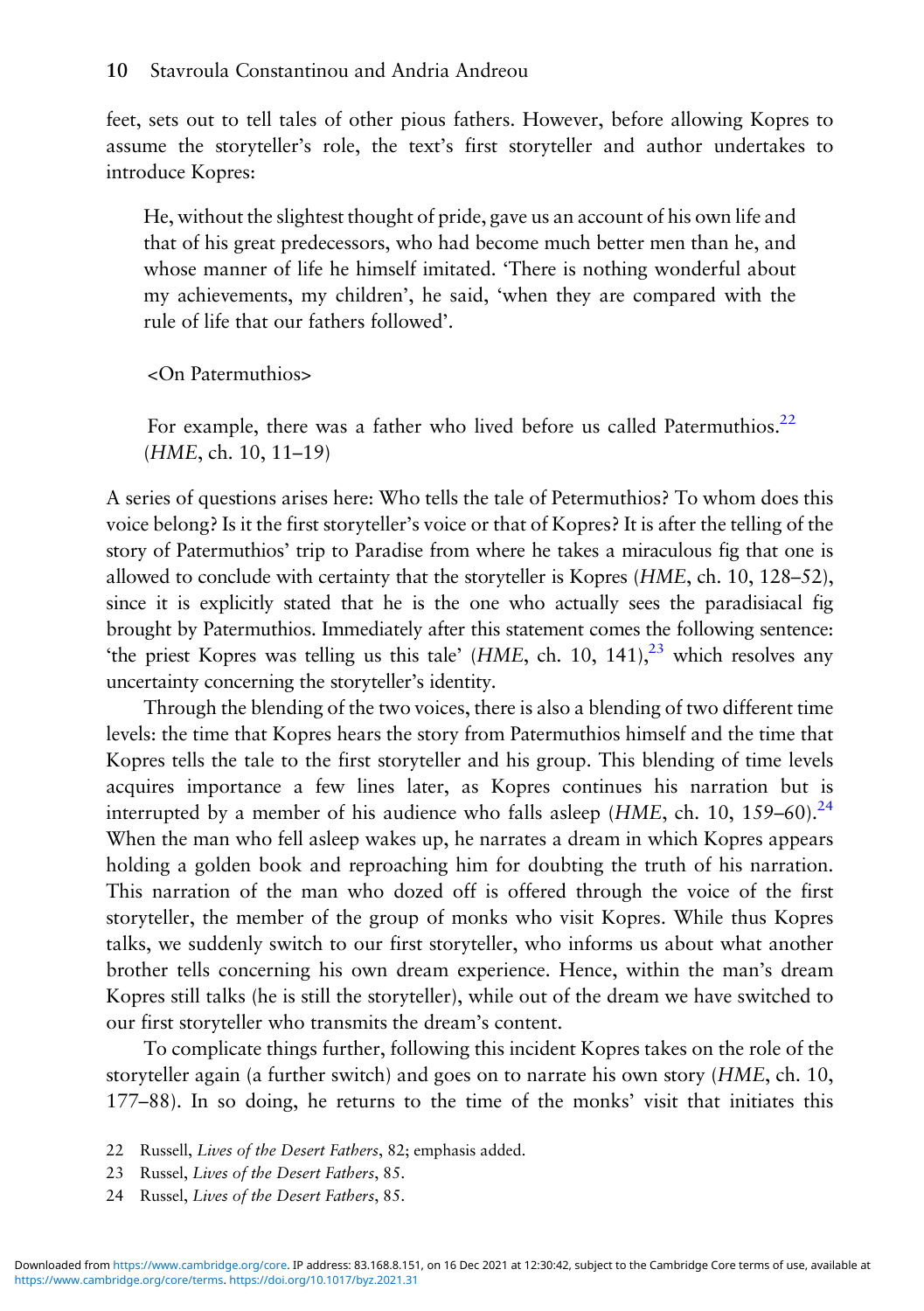feet, sets out to tell tales of other pious fathers. However, before allowing Kopres to assume the storyteller's role, the text's first storyteller and author undertakes to introduce Kopres:

> He, without the slightest thought of pride, gave us an account of his own life and that of his great predecessors, who had become much better men than he, and whose manner of life he himself imitated. 'There is nothing wonderful about my achievements, my children', he said, 'when they are compared with the rule of life that our fathers followed'.
>
> <On Patermuthios>
>
> For example, there was a father who lived before us called Patermuthios.[22] (*HME*, ch. 10, 11–19)

A series of questions arises here: Who tells the tale of Petermuthios? To whom does this voice belong? Is it the first storyteller's voice or that of Kopres? It is after the telling of the story of Patermuthios' trip to Paradise from where he takes a miraculous fig that one is allowed to conclude with certainty that the storyteller is Kopres (*HME*, ch. 10, 128–52), since it is explicitly stated that he is the one who actually sees the paradisiacal fig brought by Patermuthios. Immediately after this statement comes the following sentence: 'the priest Kopres was telling us this tale' (*HME*, ch. 10, 141),[23] which resolves any uncertainty concerning the storyteller's identity.

Through the blending of the two voices, there is also a blending of two different time levels: the time that Kopres hears the story from Patermuthios himself and the time that Kopres tells the tale to the first storyteller and his group. This blending of time levels acquires importance a few lines later, as Kopres continues his narration but is interrupted by a member of his audience who falls asleep (*HME*, ch. 10, 159–60).[24] When the man who fell asleep wakes up, he narrates a dream in which Kopres appears holding a golden book and reproaching him for doubting the truth of his narration. This narration of the man who dozed off is offered through the voice of the first storyteller, the member of the group of monks who visit Kopres. While thus Kopres talks, we suddenly switch to our first storyteller, who informs us about what another brother tells concerning his own dream experience. Hence, within the man's dream Kopres still talks (he is still the storyteller), while out of the dream we have switched to our first storyteller who transmits the dream's content.

To complicate things further, following this incident Kopres takes on the role of the storyteller again (a further switch) and goes on to narrate his own story (*HME*, ch. 10, 177–88). In so doing, he returns to the time of the monks' visit that initiates this

22 Russell, *Lives of the Desert Fathers*, 82; emphasis added.

23 Russel, *Lives of the Desert Fathers*, 85.

24 Russel, *Lives of the Desert Fathers*, 85.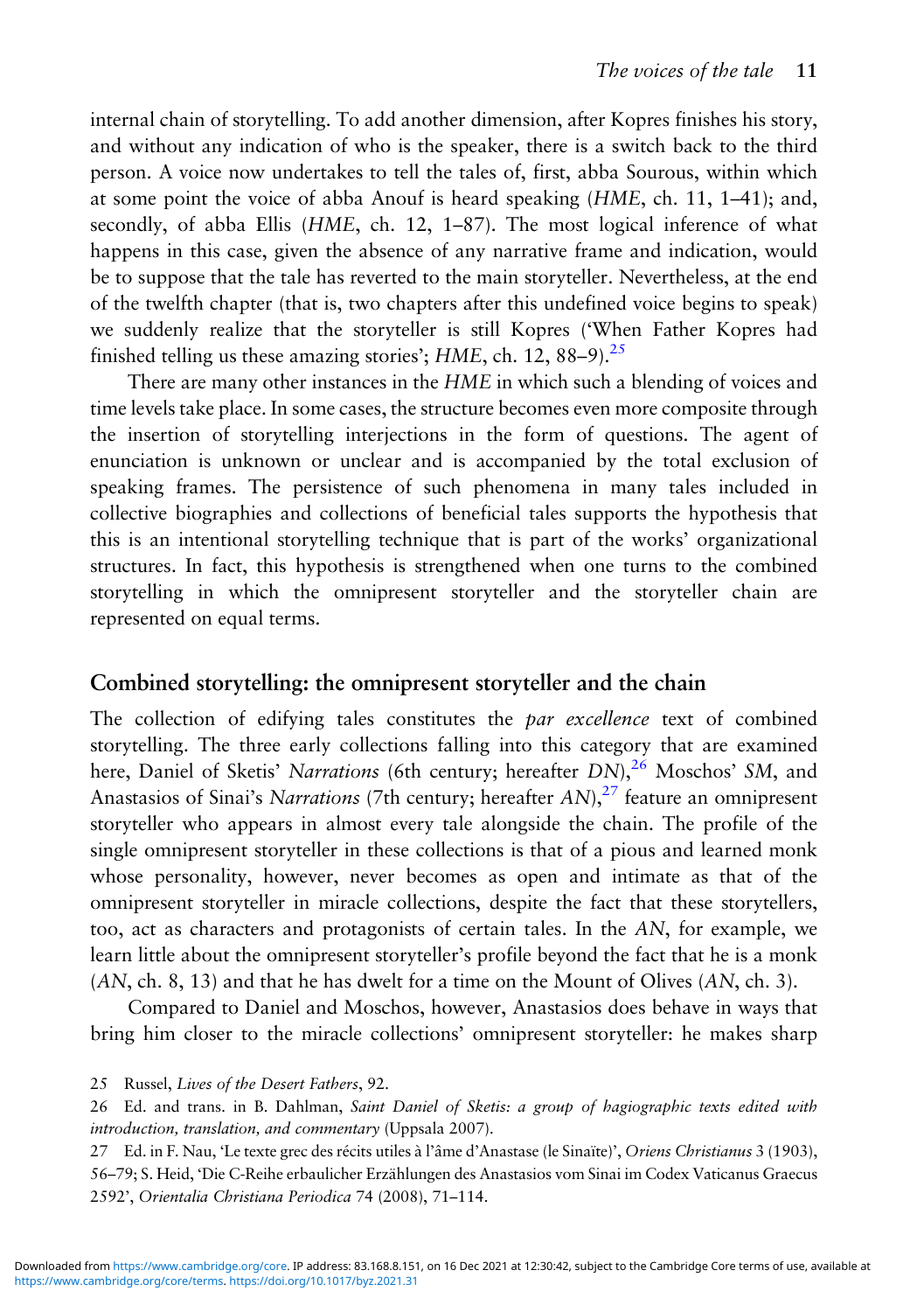internal chain of storytelling. To add another dimension, after Kopres finishes his story, and without any indication of who is the speaker, there is a switch back to the third person. A voice now undertakes to tell the tales of, first, abba Sourous, within which at some point the voice of abba Anouf is heard speaking (*HME*, ch. 11, 1–41); and, secondly, of abba Ellis (*HME*, ch. 12, 1–87). The most logical inference of what happens in this case, given the absence of any narrative frame and indication, would be to suppose that the tale has reverted to the main storyteller. Nevertheless, at the end of the twelfth chapter (that is, two chapters after this undefined voice begins to speak) we suddenly realize that the storyteller is still Kopres ('When Father Kopres had finished telling us these amazing stories'; *HME*, ch. 12, 88–9).[25]

There are many other instances in the *HME* in which such a blending of voices and time levels take place. In some cases, the structure becomes even more composite through the insertion of storytelling interjections in the form of questions. The agent of enunciation is unknown or unclear and is accompanied by the total exclusion of speaking frames. The persistence of such phenomena in many tales included in collective biographies and collections of beneficial tales supports the hypothesis that this is an intentional storytelling technique that is part of the works' organizational structures. In fact, this hypothesis is strengthened when one turns to the combined storytelling in which the omnipresent storyteller and the storyteller chain are represented on equal terms.

## Combined storytelling: the omnipresent storyteller and the chain

The collection of edifying tales constitutes the *par excellence* text of combined storytelling. The three early collections falling into this category that are examined here, Daniel of Sketis' *Narrations* (6th century; hereafter *DN*),[26] Moschos' *SM*, and Anastasios of Sinai's *Narrations* (7th century; hereafter *AN*),[27] feature an omnipresent storyteller who appears in almost every tale alongside the chain. The profile of the single omnipresent storyteller in these collections is that of a pious and learned monk whose personality, however, never becomes as open and intimate as that of the omnipresent storyteller in miracle collections, despite the fact that these storytellers, too, act as characters and protagonists of certain tales. In the *AN*, for example, we learn little about the omnipresent storyteller's profile beyond the fact that he is a monk (*AN*, ch. 8, 13) and that he has dwelt for a time on the Mount of Olives (*AN*, ch. 3).

Compared to Daniel and Moschos, however, Anastasios does behave in ways that bring him closer to the miracle collections' omnipresent storyteller: he makes sharp

25 Russel, *Lives of the Desert Fathers*, 92.

26 Ed. and trans. in B. Dahlman, *Saint Daniel of Sketis: a group of hagiographic texts edited with introduction, translation, and commentary* (Uppsala 2007).

27 Ed. in F. Nau, 'Le texte grec des récits utiles à l'âme d'Anastase (le Sinaïte)', *Oriens Christianus* 3 (1903), 56–79; S. Heid, 'Die C-Reihe erbaulicher Erzählungen des Anastasios vom Sinai im Codex Vaticanus Graecus 2592', *Orientalia Christiana Periodica* 74 (2008), 71–114.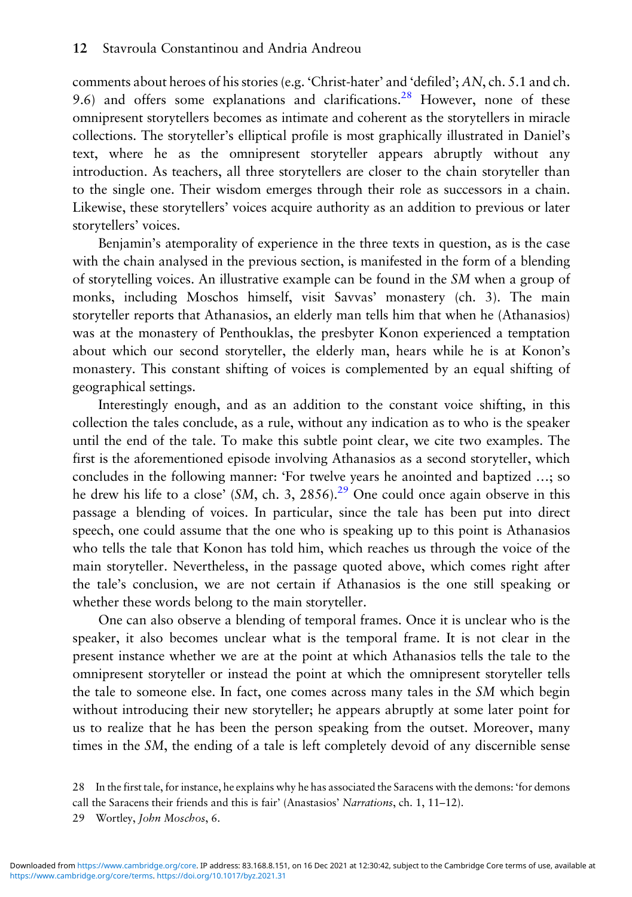comments about heroes of his stories (e.g. 'Christ-hater' and 'defiled'; *AN*, ch. 5.1 and ch. 9.6) and offers some explanations and clarifications.[28] However, none of these omnipresent storytellers becomes as intimate and coherent as the storytellers in miracle collections. The storyteller's elliptical profile is most graphically illustrated in Daniel's text, where he as the omnipresent storyteller appears abruptly without any introduction. As teachers, all three storytellers are closer to the chain storyteller than to the single one. Their wisdom emerges through their role as successors in a chain. Likewise, these storytellers' voices acquire authority as an addition to previous or later storytellers' voices.

Benjamin's atemporality of experience in the three texts in question, as is the case with the chain analysed in the previous section, is manifested in the form of a blending of storytelling voices. An illustrative example can be found in the *SM* when a group of monks, including Moschos himself, visit Savvas' monastery (ch. 3). The main storyteller reports that Athanasios, an elderly man tells him that when he (Athanasios) was at the monastery of Penthouklas, the presbyter Konon experienced a temptation about which our second storyteller, the elderly man, hears while he is at Konon's monastery. This constant shifting of voices is complemented by an equal shifting of geographical settings.

Interestingly enough, and as an addition to the constant voice shifting, in this collection the tales conclude, as a rule, without any indication as to who is the speaker until the end of the tale. To make this subtle point clear, we cite two examples. The first is the aforementioned episode involving Athanasios as a second storyteller, which concludes in the following manner: 'For twelve years he anointed and baptized …; so he drew his life to a close' (*SM*, ch. 3, 2856).[29] One could once again observe in this passage a blending of voices. In particular, since the tale has been put into direct speech, one could assume that the one who is speaking up to this point is Athanasios who tells the tale that Konon has told him, which reaches us through the voice of the main storyteller. Nevertheless, in the passage quoted above, which comes right after the tale's conclusion, we are not certain if Athanasios is the one still speaking or whether these words belong to the main storyteller.

One can also observe a blending of temporal frames. Once it is unclear who is the speaker, it also becomes unclear what is the temporal frame. It is not clear in the present instance whether we are at the point at which Athanasios tells the tale to the omnipresent storyteller or instead the point at which the omnipresent storyteller tells the tale to someone else. In fact, one comes across many tales in the *SM* which begin without introducing their new storyteller; he appears abruptly at some later point for us to realize that he has been the person speaking from the outset. Moreover, many times in the *SM*, the ending of a tale is left completely devoid of any discernible sense

28 In the first tale, for instance, he explains why he has associated the Saracens with the demons: 'for demons call the Saracens their friends and this is fair' (Anastasios' *Narrations*, ch. 1, 11–12).

29 Wortley, *John Moschos*, 6.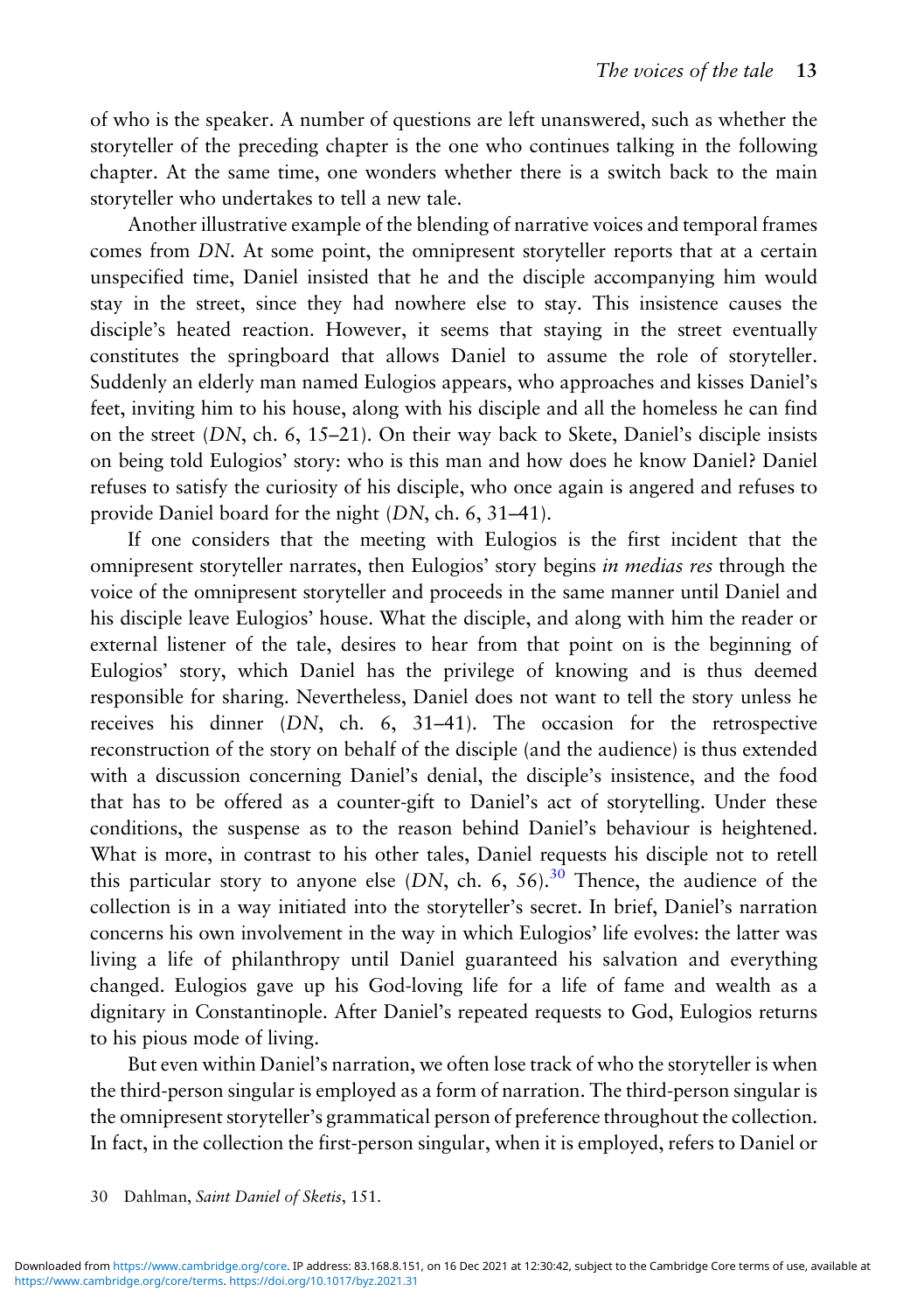of who is the speaker. A number of questions are left unanswered, such as whether the storyteller of the preceding chapter is the one who continues talking in the following chapter. At the same time, one wonders whether there is a switch back to the main storyteller who undertakes to tell a new tale.

Another illustrative example of the blending of narrative voices and temporal frames comes from *DN*. At some point, the omnipresent storyteller reports that at a certain unspecified time, Daniel insisted that he and the disciple accompanying him would stay in the street, since they had nowhere else to stay. This insistence causes the disciple's heated reaction. However, it seems that staying in the street eventually constitutes the springboard that allows Daniel to assume the role of storyteller. Suddenly an elderly man named Eulogios appears, who approaches and kisses Daniel's feet, inviting him to his house, along with his disciple and all the homeless he can find on the street (*DN*, ch. 6, 15–21). On their way back to Skete, Daniel's disciple insists on being told Eulogios' story: who is this man and how does he know Daniel? Daniel refuses to satisfy the curiosity of his disciple, who once again is angered and refuses to provide Daniel board for the night (*DN*, ch. 6, 31–41).

If one considers that the meeting with Eulogios is the first incident that the omnipresent storyteller narrates, then Eulogios' story begins *in medias res* through the voice of the omnipresent storyteller and proceeds in the same manner until Daniel and his disciple leave Eulogios' house. What the disciple, and along with him the reader or external listener of the tale, desires to hear from that point on is the beginning of Eulogios' story, which Daniel has the privilege of knowing and is thus deemed responsible for sharing. Nevertheless, Daniel does not want to tell the story unless he receives his dinner (*DN*, ch. 6, 31–41). The occasion for the retrospective reconstruction of the story on behalf of the disciple (and the audience) is thus extended with a discussion concerning Daniel's denial, the disciple's insistence, and the food that has to be offered as a counter-gift to Daniel's act of storytelling. Under these conditions, the suspense as to the reason behind Daniel's behaviour is heightened. What is more, in contrast to his other tales, Daniel requests his disciple not to retell this particular story to anyone else (*DN*, ch. 6, 56).[30] Thence, the audience of the collection is in a way initiated into the storyteller's secret. In brief, Daniel's narration concerns his own involvement in the way in which Eulogios' life evolves: the latter was living a life of philanthropy until Daniel guaranteed his salvation and everything changed. Eulogios gave up his God-loving life for a life of fame and wealth as a dignitary in Constantinople. After Daniel's repeated requests to God, Eulogios returns to his pious mode of living.

But even within Daniel's narration, we often lose track of who the storyteller is when the third-person singular is employed as a form of narration. The third-person singular is the omnipresent storyteller's grammatical person of preference throughout the collection. In fact, in the collection the first-person singular, when it is employed, refers to Daniel or

30 Dahlman, *Saint Daniel of Sketis*, 151.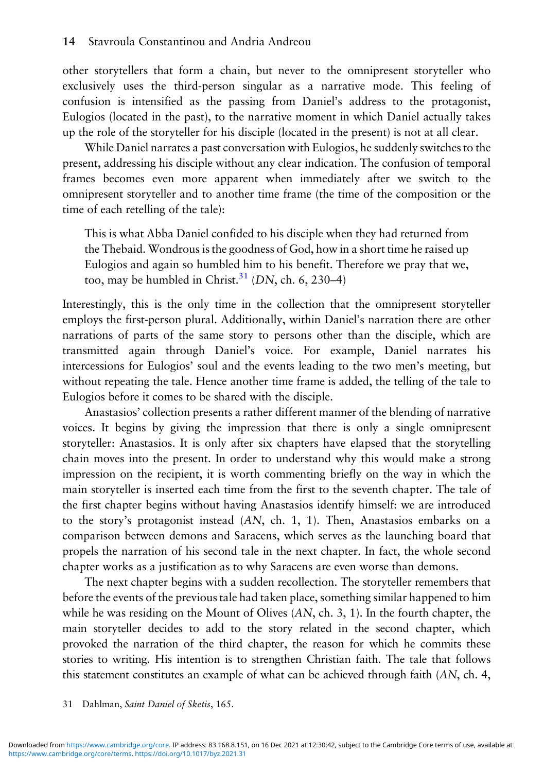other storytellers that form a chain, but never to the omnipresent storyteller who exclusively uses the third-person singular as a narrative mode. This feeling of confusion is intensified as the passing from Daniel's address to the protagonist, Eulogios (located in the past), to the narrative moment in which Daniel actually takes up the role of the storyteller for his disciple (located in the present) is not at all clear.

While Daniel narrates a past conversation with Eulogios, he suddenly switches to the present, addressing his disciple without any clear indication. The confusion of temporal frames becomes even more apparent when immediately after we switch to the omnipresent storyteller and to another time frame (the time of the composition or the time of each retelling of the tale):

> This is what Abba Daniel confided to his disciple when they had returned from the Thebaid. Wondrous is the goodness of God, how in a short time he raised up Eulogios and again so humbled him to his benefit. Therefore we pray that we, too, may be humbled in Christ.[31] (*DN*, ch. 6, 230–4)

Interestingly, this is the only time in the collection that the omnipresent storyteller employs the first-person plural. Additionally, within Daniel's narration there are other narrations of parts of the same story to persons other than the disciple, which are transmitted again through Daniel's voice. For example, Daniel narrates his intercessions for Eulogios' soul and the events leading to the two men's meeting, but without repeating the tale. Hence another time frame is added, the telling of the tale to Eulogios before it comes to be shared with the disciple.

Anastasios' collection presents a rather different manner of the blending of narrative voices. It begins by giving the impression that there is only a single omnipresent storyteller: Anastasios. It is only after six chapters have elapsed that the storytelling chain moves into the present. In order to understand why this would make a strong impression on the recipient, it is worth commenting briefly on the way in which the main storyteller is inserted each time from the first to the seventh chapter. The tale of the first chapter begins without having Anastasios identify himself: we are introduced to the story's protagonist instead (*AN*, ch. 1, 1). Then, Anastasios embarks on a comparison between demons and Saracens, which serves as the launching board that propels the narration of his second tale in the next chapter. In fact, the whole second chapter works as a justification as to why Saracens are even worse than demons.

The next chapter begins with a sudden recollection. The storyteller remembers that before the events of the previous tale had taken place, something similar happened to him while he was residing on the Mount of Olives (*AN*, ch. 3, 1). In the fourth chapter, the main storyteller decides to add to the story related in the second chapter, which provoked the narration of the third chapter, the reason for which he commits these stories to writing. His intention is to strengthen Christian faith. The tale that follows this statement constitutes an example of what can be achieved through faith (*AN*, ch. 4,

31 Dahlman, *Saint Daniel of Sketis*, 165.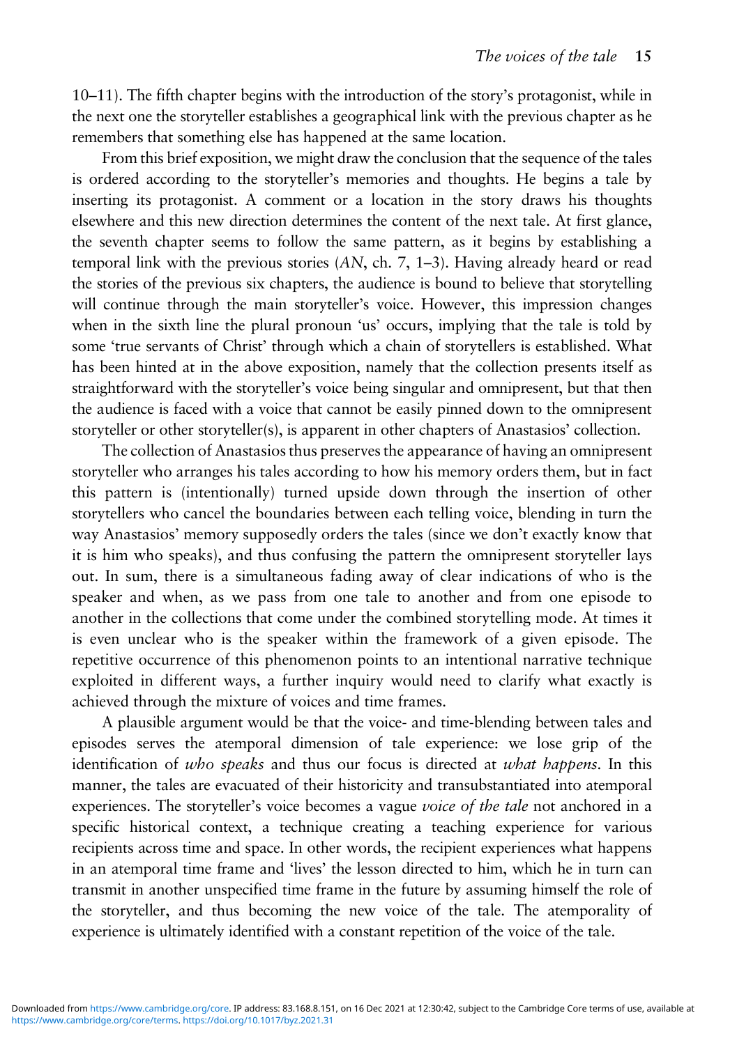10–11). The fifth chapter begins with the introduction of the story's protagonist, while in the next one the storyteller establishes a geographical link with the previous chapter as he remembers that something else has happened at the same location.

From this brief exposition, we might draw the conclusion that the sequence of the tales is ordered according to the storyteller's memories and thoughts. He begins a tale by inserting its protagonist. A comment or a location in the story draws his thoughts elsewhere and this new direction determines the content of the next tale. At first glance, the seventh chapter seems to follow the same pattern, as it begins by establishing a temporal link with the previous stories (*AN*, ch. 7, 1–3). Having already heard or read the stories of the previous six chapters, the audience is bound to believe that storytelling will continue through the main storyteller's voice. However, this impression changes when in the sixth line the plural pronoun 'us' occurs, implying that the tale is told by some 'true servants of Christ' through which a chain of storytellers is established. What has been hinted at in the above exposition, namely that the collection presents itself as straightforward with the storyteller's voice being singular and omnipresent, but that then the audience is faced with a voice that cannot be easily pinned down to the omnipresent storyteller or other storyteller(s), is apparent in other chapters of Anastasios' collection.

The collection of Anastasios thus preserves the appearance of having an omnipresent storyteller who arranges his tales according to how his memory orders them, but in fact this pattern is (intentionally) turned upside down through the insertion of other storytellers who cancel the boundaries between each telling voice, blending in turn the way Anastasios' memory supposedly orders the tales (since we don't exactly know that it is him who speaks), and thus confusing the pattern the omnipresent storyteller lays out. In sum, there is a simultaneous fading away of clear indications of who is the speaker and when, as we pass from one tale to another and from one episode to another in the collections that come under the combined storytelling mode. At times it is even unclear who is the speaker within the framework of a given episode. The repetitive occurrence of this phenomenon points to an intentional narrative technique exploited in different ways, a further inquiry would need to clarify what exactly is achieved through the mixture of voices and time frames.

A plausible argument would be that the voice- and time-blending between tales and episodes serves the atemporal dimension of tale experience: we lose grip of the identification of *who speaks* and thus our focus is directed at *what happens*. In this manner, the tales are evacuated of their historicity and transubstantiated into atemporal experiences. The storyteller's voice becomes a vague *voice of the tale* not anchored in a specific historical context, a technique creating a teaching experience for various recipients across time and space. In other words, the recipient experiences what happens in an atemporal time frame and 'lives' the lesson directed to him, which he in turn can transmit in another unspecified time frame in the future by assuming himself the role of the storyteller, and thus becoming the new voice of the tale. The atemporality of experience is ultimately identified with a constant repetition of the voice of the tale.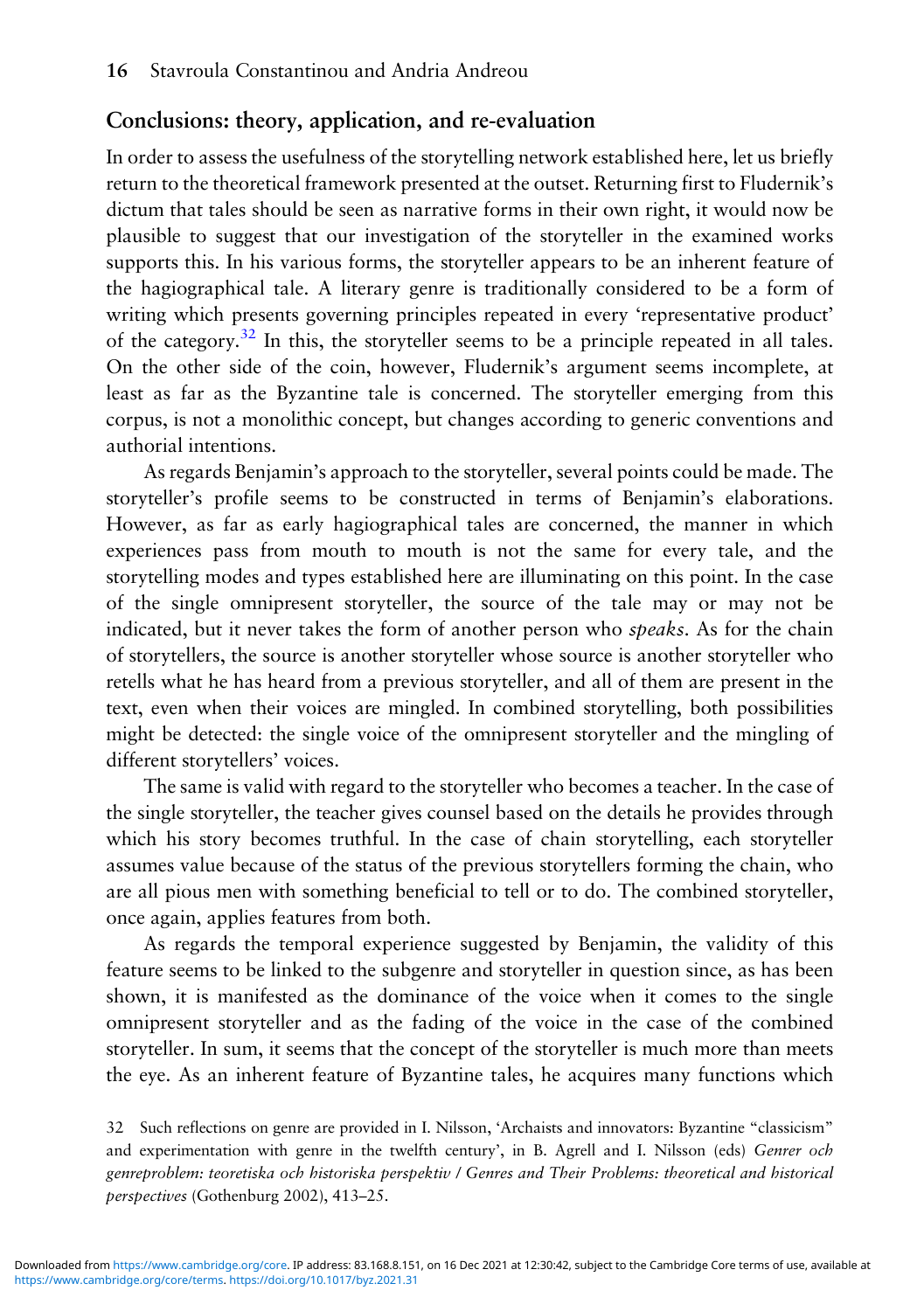## Conclusions: theory, application, and re-evaluation

In order to assess the usefulness of the storytelling network established here, let us briefly return to the theoretical framework presented at the outset. Returning first to Fludernik's dictum that tales should be seen as narrative forms in their own right, it would now be plausible to suggest that our investigation of the storyteller in the examined works supports this. In his various forms, the storyteller appears to be an inherent feature of the hagiographical tale. A literary genre is traditionally considered to be a form of writing which presents governing principles repeated in every 'representative product' of the category.[32] In this, the storyteller seems to be a principle repeated in all tales. On the other side of the coin, however, Fludernik's argument seems incomplete, at least as far as the Byzantine tale is concerned. The storyteller emerging from this corpus, is not a monolithic concept, but changes according to generic conventions and authorial intentions.

As regards Benjamin's approach to the storyteller, several points could be made. The storyteller's profile seems to be constructed in terms of Benjamin's elaborations. However, as far as early hagiographical tales are concerned, the manner in which experiences pass from mouth to mouth is not the same for every tale, and the storytelling modes and types established here are illuminating on this point. In the case of the single omnipresent storyteller, the source of the tale may or may not be indicated, but it never takes the form of another person who *speaks*. As for the chain of storytellers, the source is another storyteller whose source is another storyteller who retells what he has heard from a previous storyteller, and all of them are present in the text, even when their voices are mingled. In combined storytelling, both possibilities might be detected: the single voice of the omnipresent storyteller and the mingling of different storytellers' voices.

The same is valid with regard to the storyteller who becomes a teacher. In the case of the single storyteller, the teacher gives counsel based on the details he provides through which his story becomes truthful. In the case of chain storytelling, each storyteller assumes value because of the status of the previous storytellers forming the chain, who are all pious men with something beneficial to tell or to do. The combined storyteller, once again, applies features from both.

As regards the temporal experience suggested by Benjamin, the validity of this feature seems to be linked to the subgenre and storyteller in question since, as has been shown, it is manifested as the dominance of the voice when it comes to the single omnipresent storyteller and as the fading of the voice in the case of the combined storyteller. In sum, it seems that the concept of the storyteller is much more than meets the eye. As an inherent feature of Byzantine tales, he acquires many functions which

32 Such reflections on genre are provided in I. Nilsson, 'Archaists and innovators: Byzantine "classicism" and experimentation with genre in the twelfth century', in B. Agrell and I. Nilsson (eds) *Genrer och genreproblem: teoretiska och historiska perspektiv / Genres and Their Problems: theoretical and historical perspectives* (Gothenburg 2002), 413–25.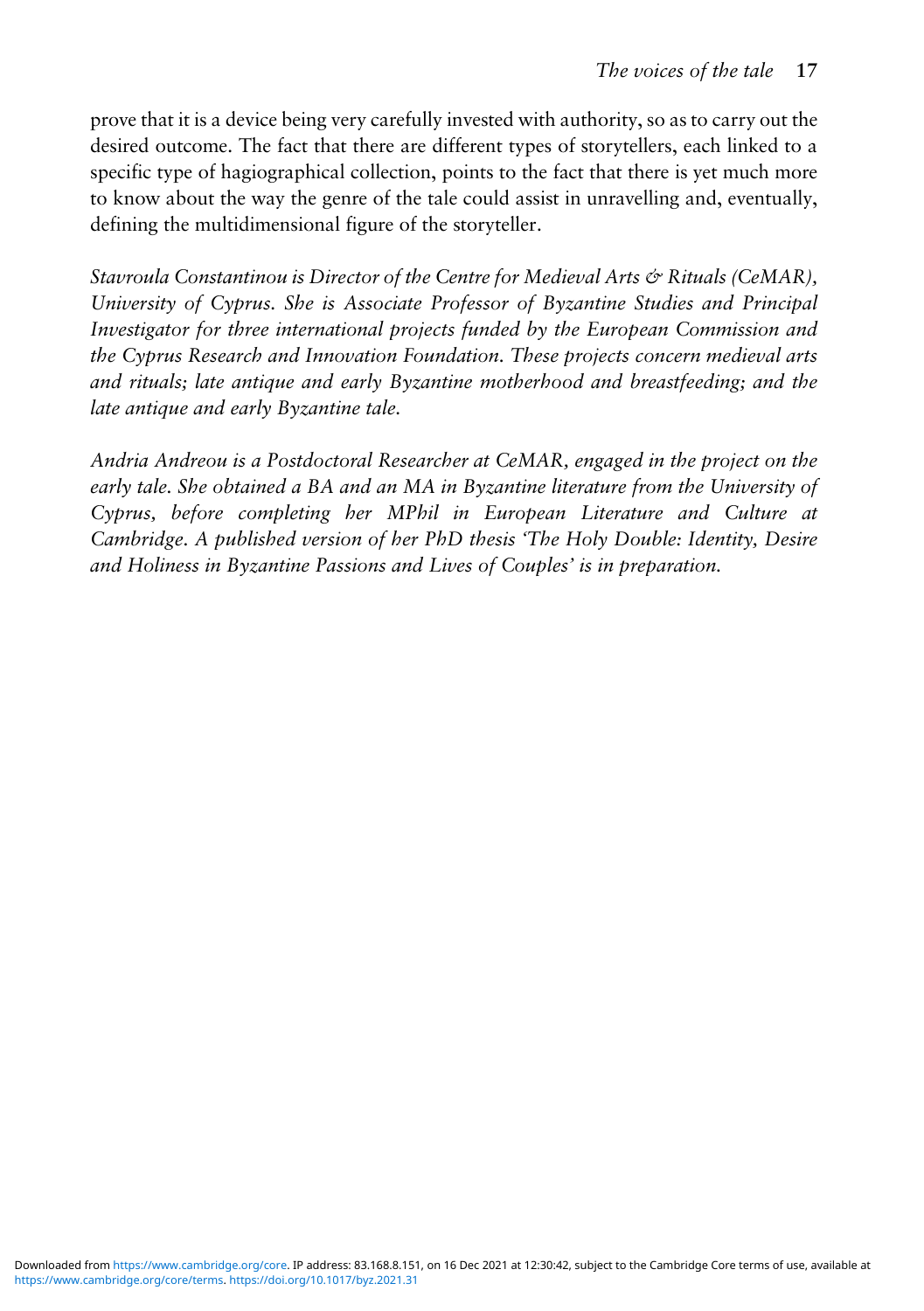prove that it is a device being very carefully invested with authority, so as to carry out the desired outcome. The fact that there are different types of storytellers, each linked to a specific type of hagiographical collection, points to the fact that there is yet much more to know about the way the genre of the tale could assist in unravelling and, eventually, defining the multidimensional figure of the storyteller.

*Stavroula Constantinou is Director of the Centre for Medieval Arts & Rituals (CeMAR), University of Cyprus. She is Associate Professor of Byzantine Studies and Principal Investigator for three international projects funded by the European Commission and the Cyprus Research and Innovation Foundation. These projects concern medieval arts and rituals; late antique and early Byzantine motherhood and breastfeeding; and the late antique and early Byzantine tale.*

*Andria Andreou is a Postdoctoral Researcher at CeMAR, engaged in the project on the early tale. She obtained a BA and an MA in Byzantine literature from the University of Cyprus, before completing her MPhil in European Literature and Culture at Cambridge. A published version of her PhD thesis 'The Holy Double: Identity, Desire and Holiness in Byzantine Passions and Lives of Couples' is in preparation.*